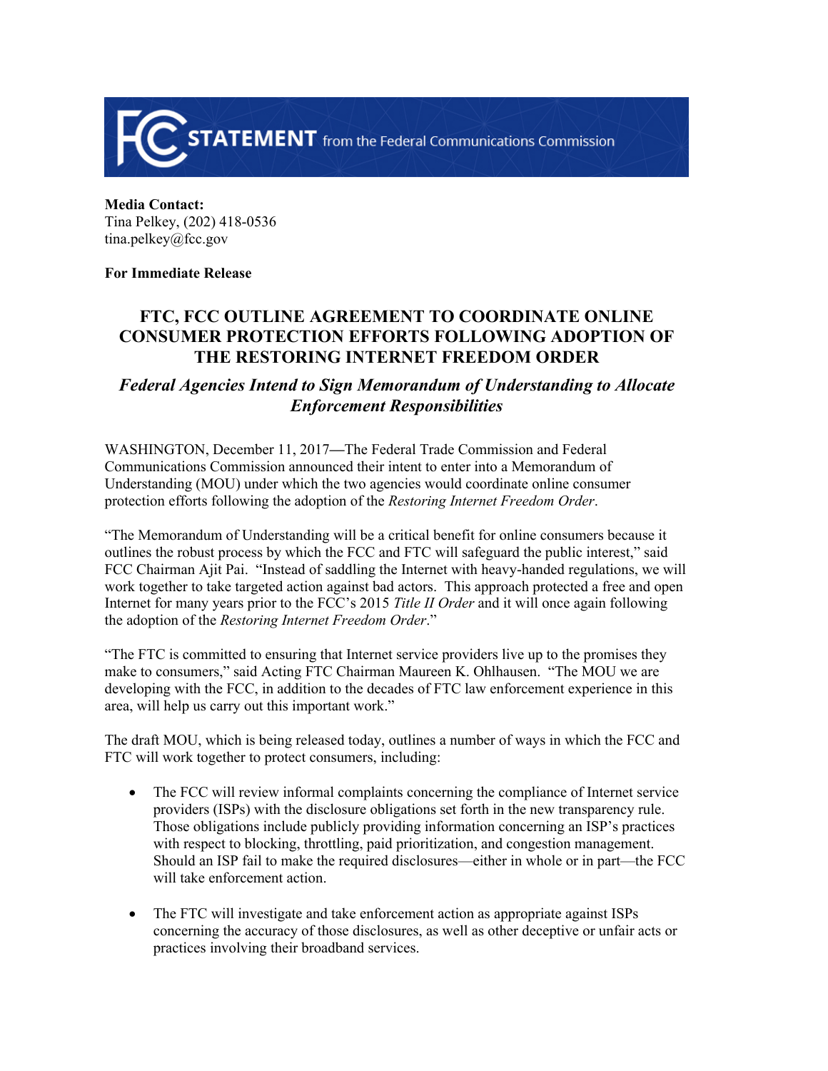**STATEMENT** from the Federal Communications Commission

**Media Contact:**
Tina Pelkey, (202) 418-0536
tina.pelkey@fcc.gov

**For Immediate Release**

# FTC, FCC OUTLINE AGREEMENT TO COORDINATE ONLINE CONSUMER PROTECTION EFFORTS FOLLOWING ADOPTION OF THE RESTORING INTERNET FREEDOM ORDER

## *Federal Agencies Intend to Sign Memorandum of Understanding to Allocate Enforcement Responsibilities*

WASHINGTON, December 11, 2017—The Federal Trade Commission and Federal Communications Commission announced their intent to enter into a Memorandum of Understanding (MOU) under which the two agencies would coordinate online consumer protection efforts following the adoption of the *Restoring Internet Freedom Order*.

"The Memorandum of Understanding will be a critical benefit for online consumers because it outlines the robust process by which the FCC and FTC will safeguard the public interest," said FCC Chairman Ajit Pai. "Instead of saddling the Internet with heavy-handed regulations, we will work together to take targeted action against bad actors. This approach protected a free and open Internet for many years prior to the FCC's 2015 *Title II Order* and it will once again following the adoption of the *Restoring Internet Freedom Order*."

"The FTC is committed to ensuring that Internet service providers live up to the promises they make to consumers," said Acting FTC Chairman Maureen K. Ohlhausen. "The MOU we are developing with the FCC, in addition to the decades of FTC law enforcement experience in this area, will help us carry out this important work."

The draft MOU, which is being released today, outlines a number of ways in which the FCC and FTC will work together to protect consumers, including:

- The FCC will review informal complaints concerning the compliance of Internet service providers (ISPs) with the disclosure obligations set forth in the new transparency rule. Those obligations include publicly providing information concerning an ISP's practices with respect to blocking, throttling, paid prioritization, and congestion management. Should an ISP fail to make the required disclosures—either in whole or in part—the FCC will take enforcement action.

- The FTC will investigate and take enforcement action as appropriate against ISPs concerning the accuracy of those disclosures, as well as other deceptive or unfair acts or practices involving their broadband services.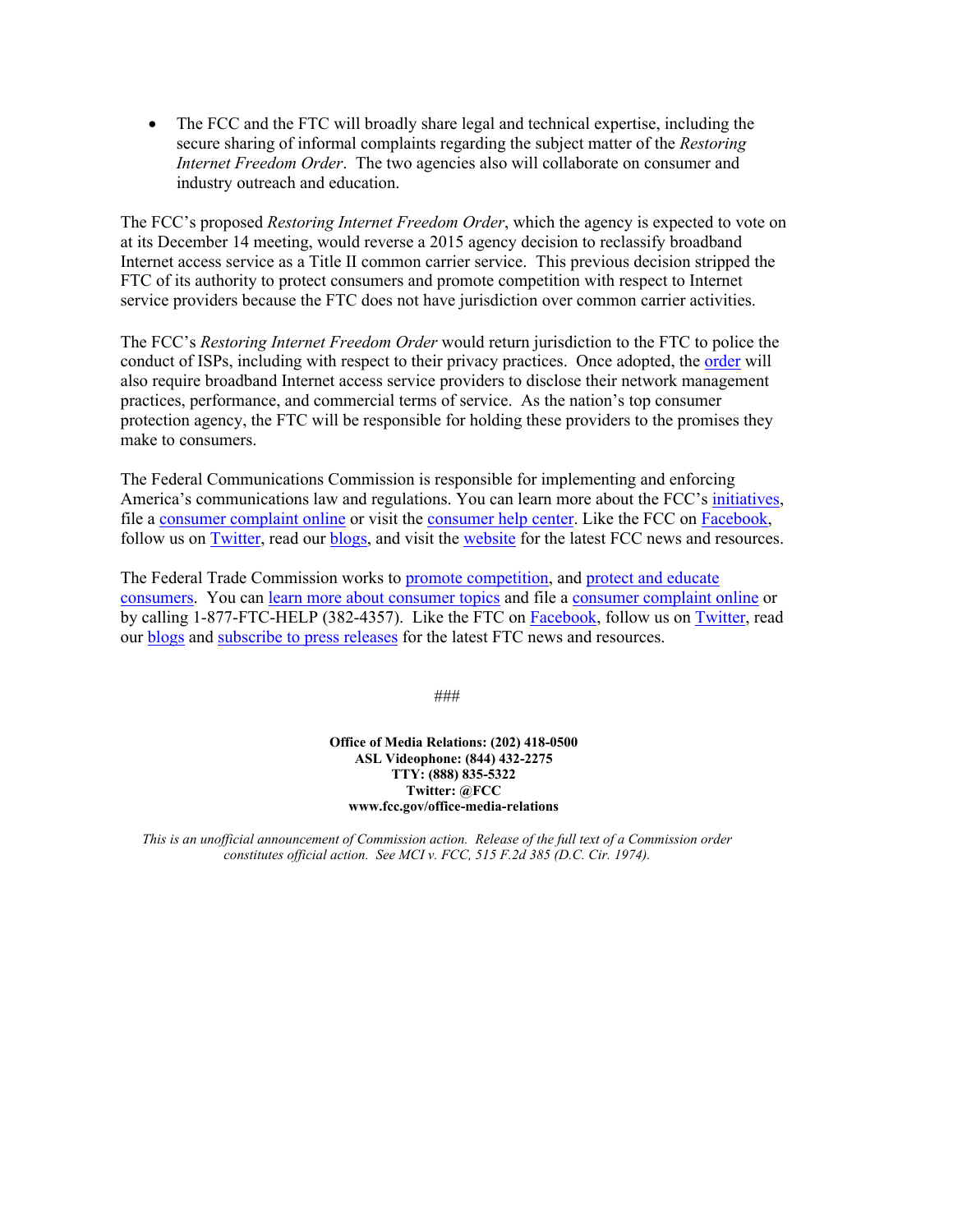- The FCC and the FTC will broadly share legal and technical expertise, including the secure sharing of informal complaints regarding the subject matter of the *Restoring Internet Freedom Order*. The two agencies also will collaborate on consumer and industry outreach and education.

The FCC's proposed *Restoring Internet Freedom Order*, which the agency is expected to vote on at its December 14 meeting, would reverse a 2015 agency decision to reclassify broadband Internet access service as a Title II common carrier service. This previous decision stripped the FTC of its authority to protect consumers and promote competition with respect to Internet service providers because the FTC does not have jurisdiction over common carrier activities.

The FCC's *Restoring Internet Freedom Order* would return jurisdiction to the FTC to police the conduct of ISPs, including with respect to their privacy practices. Once adopted, the order will also require broadband Internet access service providers to disclose their network management practices, performance, and commercial terms of service. As the nation's top consumer protection agency, the FTC will be responsible for holding these providers to the promises they make to consumers.

The Federal Communications Commission is responsible for implementing and enforcing America's communications law and regulations. You can learn more about the FCC's initiatives, file a consumer complaint online or visit the consumer help center. Like the FCC on Facebook, follow us on Twitter, read our blogs, and visit the website for the latest FCC news and resources.

The Federal Trade Commission works to promote competition, and protect and educate consumers. You can learn more about consumer topics and file a consumer complaint online or by calling 1-877-FTC-HELP (382-4357). Like the FTC on Facebook, follow us on Twitter, read our blogs and subscribe to press releases for the latest FTC news and resources.

###

**Office of Media Relations: (202) 418-0500**
**ASL Videophone: (844) 432-2275**
**TTY: (888) 835-5322**
**Twitter: @FCC**
**www.fcc.gov/office-media-relations**

*This is an unofficial announcement of Commission action. Release of the full text of a Commission order constitutes official action. See MCI v. FCC, 515 F.2d 385 (D.C. Cir. 1974).*